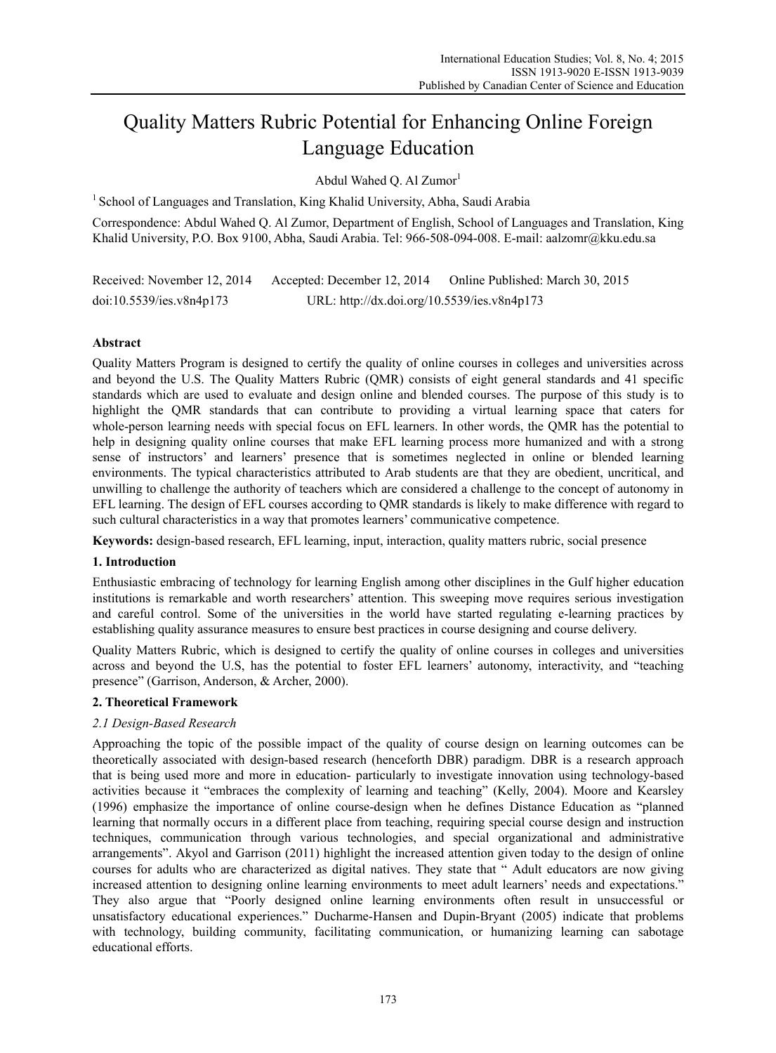# Quality Matters Rubric Potential for Enhancing Online Foreign Language Education

Abdul Wahed Q. Al Zumor[1]

[1] School of Languages and Translation, King Khalid University, Abha, Saudi Arabia

Correspondence: Abdul Wahed Q. Al Zumor, Department of English, School of Languages and Translation, King Khalid University, P.O. Box 9100, Abha, Saudi Arabia. Tel: 966-508-094-008. E-mail: aalzomr@kku.edu.sa

Received: November 12, 2014 Accepted: December 12, 2014 Online Published: March 30, 2015

doi:10.5539/ies.v8n4p173 URL: http://dx.doi.org/10.5539/ies.v8n4p173

## Abstract

Quality Matters Program is designed to certify the quality of online courses in colleges and universities across and beyond the U.S. The Quality Matters Rubric (QMR) consists of eight general standards and 41 specific standards which are used to evaluate and design online and blended courses. The purpose of this study is to highlight the QMR standards that can contribute to providing a virtual learning space that caters for whole-person learning needs with special focus on EFL learners. In other words, the QMR has the potential to help in designing quality online courses that make EFL learning process more humanized and with a strong sense of instructors' and learners' presence that is sometimes neglected in online or blended learning environments. The typical characteristics attributed to Arab students are that they are obedient, uncritical, and unwilling to challenge the authority of teachers which are considered a challenge to the concept of autonomy in EFL learning. The design of EFL courses according to QMR standards is likely to make difference with regard to such cultural characteristics in a way that promotes learners' communicative competence.

**Keywords:** design-based research, EFL learning, input, interaction, quality matters rubric, social presence

## 1. Introduction

Enthusiastic embracing of technology for learning English among other disciplines in the Gulf higher education institutions is remarkable and worth researchers' attention. This sweeping move requires serious investigation and careful control. Some of the universities in the world have started regulating e-learning practices by establishing quality assurance measures to ensure best practices in course designing and course delivery.

Quality Matters Rubric, which is designed to certify the quality of online courses in colleges and universities across and beyond the U.S, has the potential to foster EFL learners' autonomy, interactivity, and "teaching presence" (Garrison, Anderson, & Archer, 2000).

## 2. Theoretical Framework

### *2.1 Design-Based Research*

Approaching the topic of the possible impact of the quality of course design on learning outcomes can be theoretically associated with design-based research (henceforth DBR) paradigm. DBR is a research approach that is being used more and more in education- particularly to investigate innovation using technology-based activities because it "embraces the complexity of learning and teaching" (Kelly, 2004). Moore and Kearsley (1996) emphasize the importance of online course-design when he defines Distance Education as "planned learning that normally occurs in a different place from teaching, requiring special course design and instruction techniques, communication through various technologies, and special organizational and administrative arrangements". Akyol and Garrison (2011) highlight the increased attention given today to the design of online courses for adults who are characterized as digital natives. They state that " Adult educators are now giving increased attention to designing online learning environments to meet adult learners' needs and expectations." They also argue that "Poorly designed online learning environments often result in unsuccessful or unsatisfactory educational experiences." Ducharme-Hansen and Dupin-Bryant (2005) indicate that problems with technology, building community, facilitating communication, or humanizing learning can sabotage educational efforts.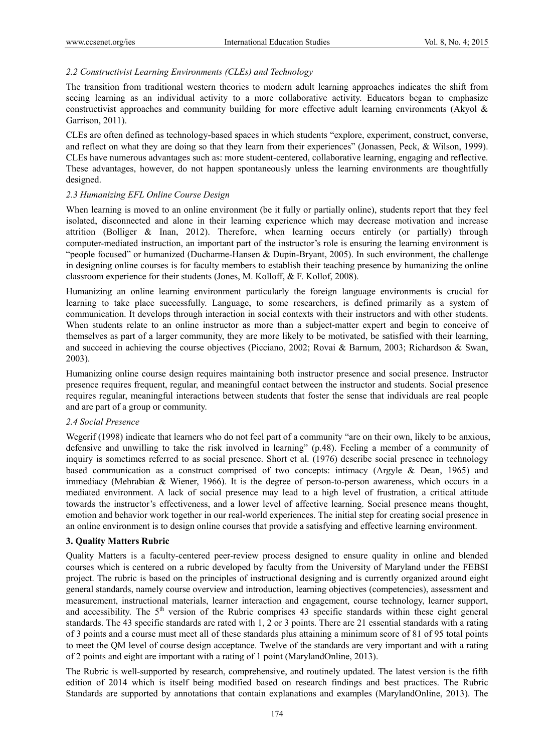### *2.2 Constructivist Learning Environments (CLEs) and Technology*

The transition from traditional western theories to modern adult learning approaches indicates the shift from seeing learning as an individual activity to a more collaborative activity. Educators began to emphasize constructivist approaches and community building for more effective adult learning environments (Akyol & Garrison, 2011).

CLEs are often defined as technology-based spaces in which students "explore, experiment, construct, converse, and reflect on what they are doing so that they learn from their experiences" (Jonassen, Peck, & Wilson, 1999). CLEs have numerous advantages such as: more student-centered, collaborative learning, engaging and reflective. These advantages, however, do not happen spontaneously unless the learning environments are thoughtfully designed.

### *2.3 Humanizing EFL Online Course Design*

When learning is moved to an online environment (be it fully or partially online), students report that they feel isolated, disconnected and alone in their learning experience which may decrease motivation and increase attrition (Bolliger & Inan, 2012). Therefore, when learning occurs entirely (or partially) through computer-mediated instruction, an important part of the instructor's role is ensuring the learning environment is "people focused" or humanized (Ducharme-Hansen & Dupin-Bryant, 2005). In such environment, the challenge in designing online courses is for faculty members to establish their teaching presence by humanizing the online classroom experience for their students (Jones, M. Kolloff, & F. Kollof, 2008).

Humanizing an online learning environment particularly the foreign language environments is crucial for learning to take place successfully. Language, to some researchers, is defined primarily as a system of communication. It develops through interaction in social contexts with their instructors and with other students. When students relate to an online instructor as more than a subject-matter expert and begin to conceive of themselves as part of a larger community, they are more likely to be motivated, be satisfied with their learning, and succeed in achieving the course objectives (Picciano, 2002; Rovai & Barnum, 2003; Richardson & Swan, 2003).

Humanizing online course design requires maintaining both instructor presence and social presence. Instructor presence requires frequent, regular, and meaningful contact between the instructor and students. Social presence requires regular, meaningful interactions between students that foster the sense that individuals are real people and are part of a group or community.

### *2.4 Social Presence*

Wegerif (1998) indicate that learners who do not feel part of a community "are on their own, likely to be anxious, defensive and unwilling to take the risk involved in learning" (p.48). Feeling a member of a community of inquiry is sometimes referred to as social presence. Short et al. (1976) describe social presence in technology based communication as a construct comprised of two concepts: intimacy (Argyle & Dean, 1965) and immediacy (Mehrabian & Wiener, 1966). It is the degree of person-to-person awareness, which occurs in a mediated environment. A lack of social presence may lead to a high level of frustration, a critical attitude towards the instructor's effectiveness, and a lower level of affective learning. Social presence means thought, emotion and behavior work together in our real-world experiences. The initial step for creating social presence in an online environment is to design online courses that provide a satisfying and effective learning environment.

## 3. Quality Matters Rubric

Quality Matters is a faculty-centered peer-review process designed to ensure quality in online and blended courses which is centered on a rubric developed by faculty from the University of Maryland under the FEBSI project. The rubric is based on the principles of instructional designing and is currently organized around eight general standards, namely course overview and introduction, learning objectives (competencies), assessment and measurement, instructional materials, learner interaction and engagement, course technology, learner support, and accessibility. The 5th version of the Rubric comprises 43 specific standards within these eight general standards. The 43 specific standards are rated with 1, 2 or 3 points. There are 21 essential standards with a rating of 3 points and a course must meet all of these standards plus attaining a minimum score of 81 of 95 total points to meet the QM level of course design acceptance. Twelve of the standards are very important and with a rating of 2 points and eight are important with a rating of 1 point (MarylandOnline, 2013).

The Rubric is well-supported by research, comprehensive, and routinely updated. The latest version is the fifth edition of 2014 which is itself being modified based on research findings and best practices. The Rubric Standards are supported by annotations that contain explanations and examples (MarylandOnline, 2013). The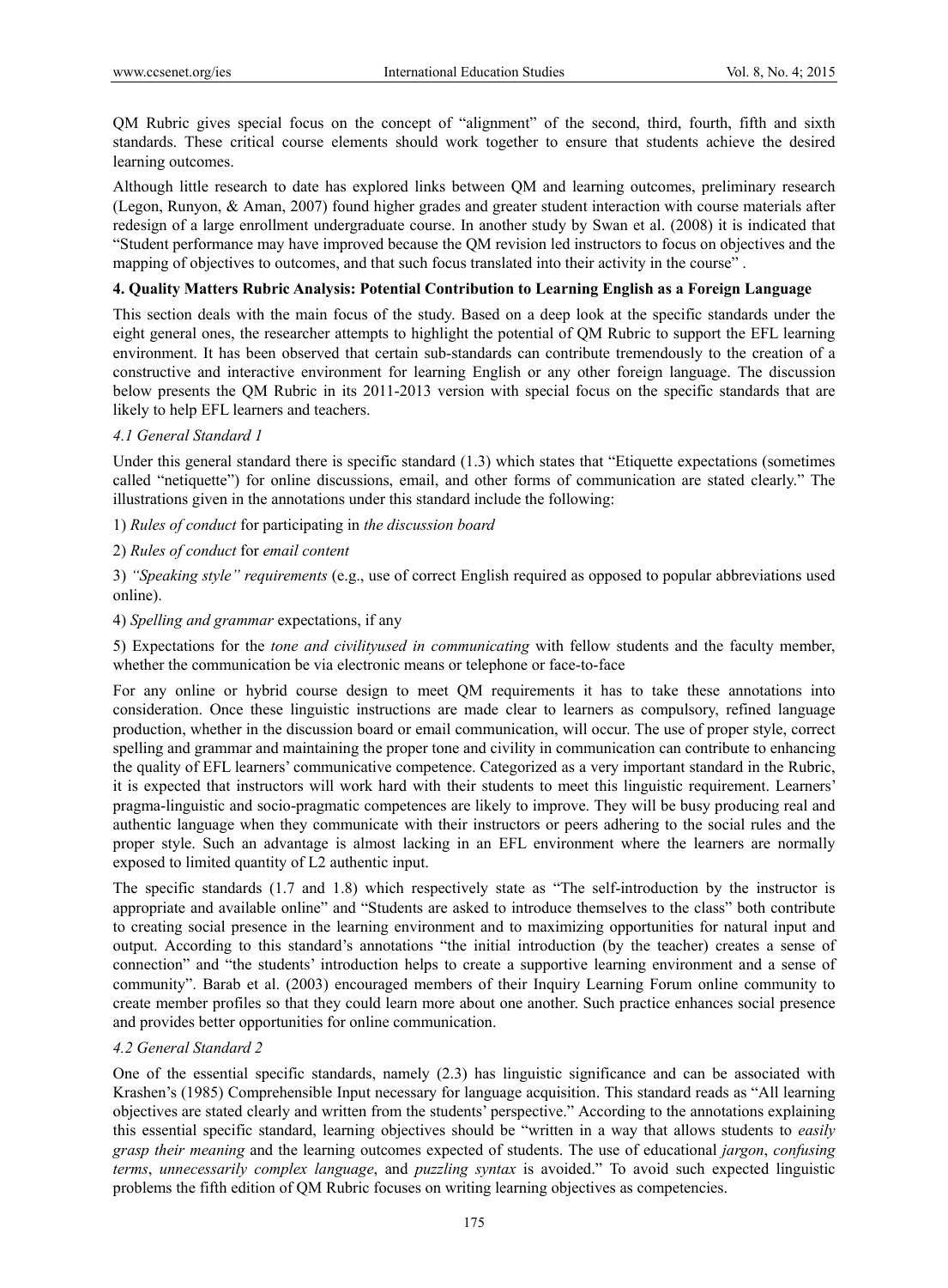QM Rubric gives special focus on the concept of "alignment" of the second, third, fourth, fifth and sixth standards. These critical course elements should work together to ensure that students achieve the desired learning outcomes.

Although little research to date has explored links between QM and learning outcomes, preliminary research (Legon, Runyon, & Aman, 2007) found higher grades and greater student interaction with course materials after redesign of a large enrollment undergraduate course. In another study by Swan et al. (2008) it is indicated that "Student performance may have improved because the QM revision led instructors to focus on objectives and the mapping of objectives to outcomes, and that such focus translated into their activity in the course" .

## 4. Quality Matters Rubric Analysis: Potential Contribution to Learning English as a Foreign Language

This section deals with the main focus of the study. Based on a deep look at the specific standards under the eight general ones, the researcher attempts to highlight the potential of QM Rubric to support the EFL learning environment. It has been observed that certain sub-standards can contribute tremendously to the creation of a constructive and interactive environment for learning English or any other foreign language. The discussion below presents the QM Rubric in its 2011-2013 version with special focus on the specific standards that are likely to help EFL learners and teachers.

### *4.1 General Standard 1*

Under this general standard there is specific standard (1.3) which states that "Etiquette expectations (sometimes called "netiquette") for online discussions, email, and other forms of communication are stated clearly." The illustrations given in the annotations under this standard include the following:

1) *Rules of conduct* for participating in *the discussion board*

2) *Rules of conduct* for *email content*

3) *"Speaking style" requirements* (e.g., use of correct English required as opposed to popular abbreviations used online).

4) *Spelling and grammar* expectations, if any

5) Expectations for the *tone and civilityused in communicating* with fellow students and the faculty member, whether the communication be via electronic means or telephone or face-to-face

For any online or hybrid course design to meet QM requirements it has to take these annotations into consideration. Once these linguistic instructions are made clear to learners as compulsory, refined language production, whether in the discussion board or email communication, will occur. The use of proper style, correct spelling and grammar and maintaining the proper tone and civility in communication can contribute to enhancing the quality of EFL learners' communicative competence. Categorized as a very important standard in the Rubric, it is expected that instructors will work hard with their students to meet this linguistic requirement. Learners' pragma-linguistic and socio-pragmatic competences are likely to improve. They will be busy producing real and authentic language when they communicate with their instructors or peers adhering to the social rules and the proper style. Such an advantage is almost lacking in an EFL environment where the learners are normally exposed to limited quantity of L2 authentic input.

The specific standards (1.7 and 1.8) which respectively state as "The self-introduction by the instructor is appropriate and available online" and "Students are asked to introduce themselves to the class" both contribute to creating social presence in the learning environment and to maximizing opportunities for natural input and output. According to this standard's annotations "the initial introduction (by the teacher) creates a sense of connection" and "the students' introduction helps to create a supportive learning environment and a sense of community". Barab et al. (2003) encouraged members of their Inquiry Learning Forum online community to create member profiles so that they could learn more about one another. Such practice enhances social presence and provides better opportunities for online communication.

### *4.2 General Standard 2*

One of the essential specific standards, namely (2.3) has linguistic significance and can be associated with Krashen's (1985) Comprehensible Input necessary for language acquisition. This standard reads as "All learning objectives are stated clearly and written from the students' perspective." According to the annotations explaining this essential specific standard, learning objectives should be "written in a way that allows students to *easily grasp their meaning* and the learning outcomes expected of students. The use of educational *jargon*, *confusing terms*, *unnecessarily complex language*, and *puzzling syntax* is avoided." To avoid such expected linguistic problems the fifth edition of QM Rubric focuses on writing learning objectives as competencies.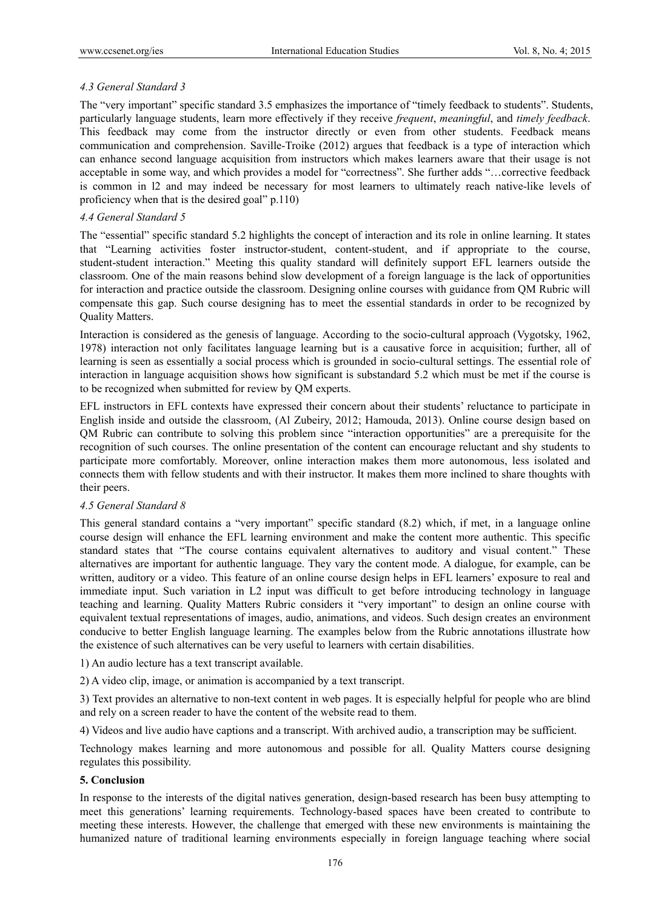### *4.3 General Standard 3*

The "very important" specific standard 3.5 emphasizes the importance of "timely feedback to students". Students, particularly language students, learn more effectively if they receive *frequent*, *meaningful*, and *timely feedback*. This feedback may come from the instructor directly or even from other students. Feedback means communication and comprehension. Saville-Troike (2012) argues that feedback is a type of interaction which can enhance second language acquisition from instructors which makes learners aware that their usage is not acceptable in some way, and which provides a model for "correctness". She further adds "…corrective feedback is common in l2 and may indeed be necessary for most learners to ultimately reach native-like levels of proficiency when that is the desired goal" p.110)

### *4.4 General Standard 5*

The "essential" specific standard 5.2 highlights the concept of interaction and its role in online learning. It states that "Learning activities foster instructor-student, content-student, and if appropriate to the course, student-student interaction." Meeting this quality standard will definitely support EFL learners outside the classroom. One of the main reasons behind slow development of a foreign language is the lack of opportunities for interaction and practice outside the classroom. Designing online courses with guidance from QM Rubric will compensate this gap. Such course designing has to meet the essential standards in order to be recognized by Quality Matters.

Interaction is considered as the genesis of language. According to the socio-cultural approach (Vygotsky, 1962, 1978) interaction not only facilitates language learning but is a causative force in acquisition; further, all of learning is seen as essentially a social process which is grounded in socio-cultural settings. The essential role of interaction in language acquisition shows how significant is substandard 5.2 which must be met if the course is to be recognized when submitted for review by QM experts.

EFL instructors in EFL contexts have expressed their concern about their students' reluctance to participate in English inside and outside the classroom, (Al Zubeiry, 2012; Hamouda, 2013). Online course design based on QM Rubric can contribute to solving this problem since "interaction opportunities" are a prerequisite for the recognition of such courses. The online presentation of the content can encourage reluctant and shy students to participate more comfortably. Moreover, online interaction makes them more autonomous, less isolated and connects them with fellow students and with their instructor. It makes them more inclined to share thoughts with their peers.

### *4.5 General Standard 8*

This general standard contains a "very important" specific standard (8.2) which, if met, in a language online course design will enhance the EFL learning environment and make the content more authentic. This specific standard states that "The course contains equivalent alternatives to auditory and visual content." These alternatives are important for authentic language. They vary the content mode. A dialogue, for example, can be written, auditory or a video. This feature of an online course design helps in EFL learners' exposure to real and immediate input. Such variation in L2 input was difficult to get before introducing technology in language teaching and learning. Quality Matters Rubric considers it "very important" to design an online course with equivalent textual representations of images, audio, animations, and videos. Such design creates an environment conducive to better English language learning. The examples below from the Rubric annotations illustrate how the existence of such alternatives can be very useful to learners with certain disabilities.

1) An audio lecture has a text transcript available.

2) A video clip, image, or animation is accompanied by a text transcript.

3) Text provides an alternative to non-text content in web pages. It is especially helpful for people who are blind and rely on a screen reader to have the content of the website read to them.

4) Videos and live audio have captions and a transcript. With archived audio, a transcription may be sufficient.

Technology makes learning and more autonomous and possible for all. Quality Matters course designing regulates this possibility.

## **5. Conclusion**

In response to the interests of the digital natives generation, design-based research has been busy attempting to meet this generations' learning requirements. Technology-based spaces have been created to contribute to meeting these interests. However, the challenge that emerged with these new environments is maintaining the humanized nature of traditional learning environments especially in foreign language teaching where social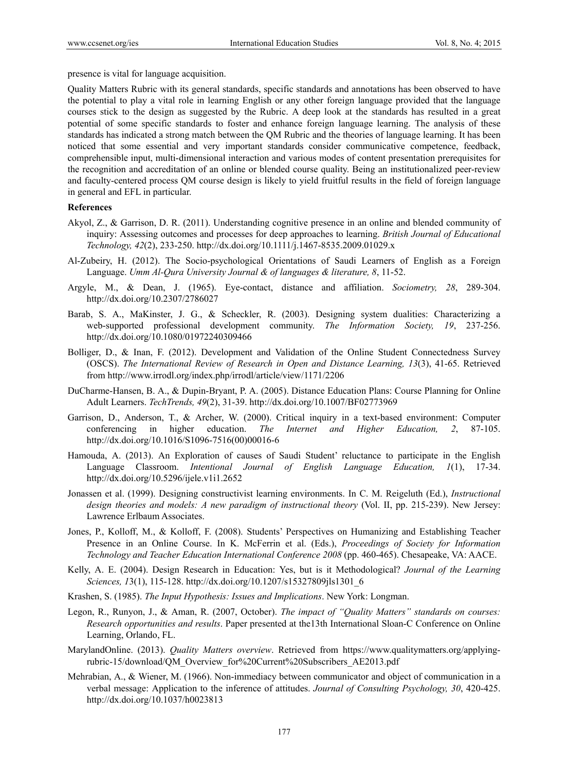presence is vital for language acquisition.

Quality Matters Rubric with its general standards, specific standards and annotations has been observed to have the potential to play a vital role in learning English or any other foreign language provided that the language courses stick to the design as suggested by the Rubric. A deep look at the standards has resulted in a great potential of some specific standards to foster and enhance foreign language learning. The analysis of these standards has indicated a strong match between the QM Rubric and the theories of language learning. It has been noticed that some essential and very important standards consider communicative competence, feedback, comprehensible input, multi-dimensional interaction and various modes of content presentation prerequisites for the recognition and accreditation of an online or blended course quality. Being an institutionalized peer-review and faculty-centered process QM course design is likely to yield fruitful results in the field of foreign language in general and EFL in particular.

**References**

Akyol, Z., & Garrison, D. R. (2011). Understanding cognitive presence in an online and blended community of inquiry: Assessing outcomes and processes for deep approaches to learning. *British Journal of Educational Technology, 42*(2), 233-250. http://dx.doi.org/10.1111/j.1467-8535.2009.01029.x

Al-Zubeiry, H. (2012). The Socio-psychological Orientations of Saudi Learners of English as a Foreign Language. *Umm Al-Qura University Journal & of languages & literature, 8*, 11-52.

Argyle, M., & Dean, J. (1965). Eye-contact, distance and affiliation. *Sociometry, 28*, 289-304. http://dx.doi.org/10.2307/2786027

Barab, S. A., MaKinster, J. G., & Scheckler, R. (2003). Designing system dualities: Characterizing a web-supported professional development community. *The Information Society, 19*, 237-256. http://dx.doi.org/10.1080/01972240309466

Bolliger, D., & Inan, F. (2012). Development and Validation of the Online Student Connectedness Survey (OSCS). *The International Review of Research in Open and Distance Learning, 13*(3), 41-65. Retrieved from http://www.irrodl.org/index.php/irrodl/article/view/1171/2206

DuCharme-Hansen, B. A., & Dupin-Bryant, P. A. (2005). Distance Education Plans: Course Planning for Online Adult Learners. *TechTrends, 49*(2), 31-39. http://dx.doi.org/10.1007/BF02773969

Garrison, D., Anderson, T., & Archer, W. (2000). Critical inquiry in a text-based environment: Computer conferencing in higher education. *The Internet and Higher Education, 2*, 87-105. http://dx.doi.org/10.1016/S1096-7516(00)00016-6

Hamouda, A. (2013). An Exploration of causes of Saudi Student' reluctance to participate in the English Language Classroom. *Intentional Journal of English Language Education, 1*(1), 17-34. http://dx.doi.org/10.5296/ijele.v1i1.2652

Jonassen et al. (1999). Designing constructivist learning environments. In C. M. Reigeluth (Ed.), *Instructional design theories and models: A new paradigm of instructional theory* (Vol. II, pp. 215-239). New Jersey: Lawrence Erlbaum Associates.

Jones, P., Kolloff, M., & Kolloff, F. (2008). Students' Perspectives on Humanizing and Establishing Teacher Presence in an Online Course. In K. McFerrin et al. (Eds.), *Proceedings of Society for Information Technology and Teacher Education International Conference 2008* (pp. 460-465). Chesapeake, VA: AACE.

Kelly, A. E. (2004). Design Research in Education: Yes, but is it Methodological? *Journal of the Learning Sciences, 1*3(1), 115-128. http://dx.doi.org/10.1207/s15327809jls1301_6

Krashen, S. (1985). *The Input Hypothesis: Issues and Implications*. New York: Longman.

Legon, R., Runyon, J., & Aman, R. (2007, October). *The impact of "Quality Matters" standards on courses: Research opportunities and results*. Paper presented at the13th International Sloan-C Conference on Online Learning, Orlando, FL.

MarylandOnline. (2013). *Quality Matters overview*. Retrieved from https://www.qualitymatters.org/applying-rubric-15/download/QM_Overview_for%20Current%20Subscribers_AE2013.pdf

Mehrabian, A., & Wiener, M. (1966). Non-immediacy between communicator and object of communication in a verbal message: Application to the inference of attitudes. *Journal of Consulting Psychology, 30*, 420-425. http://dx.doi.org/10.1037/h0023813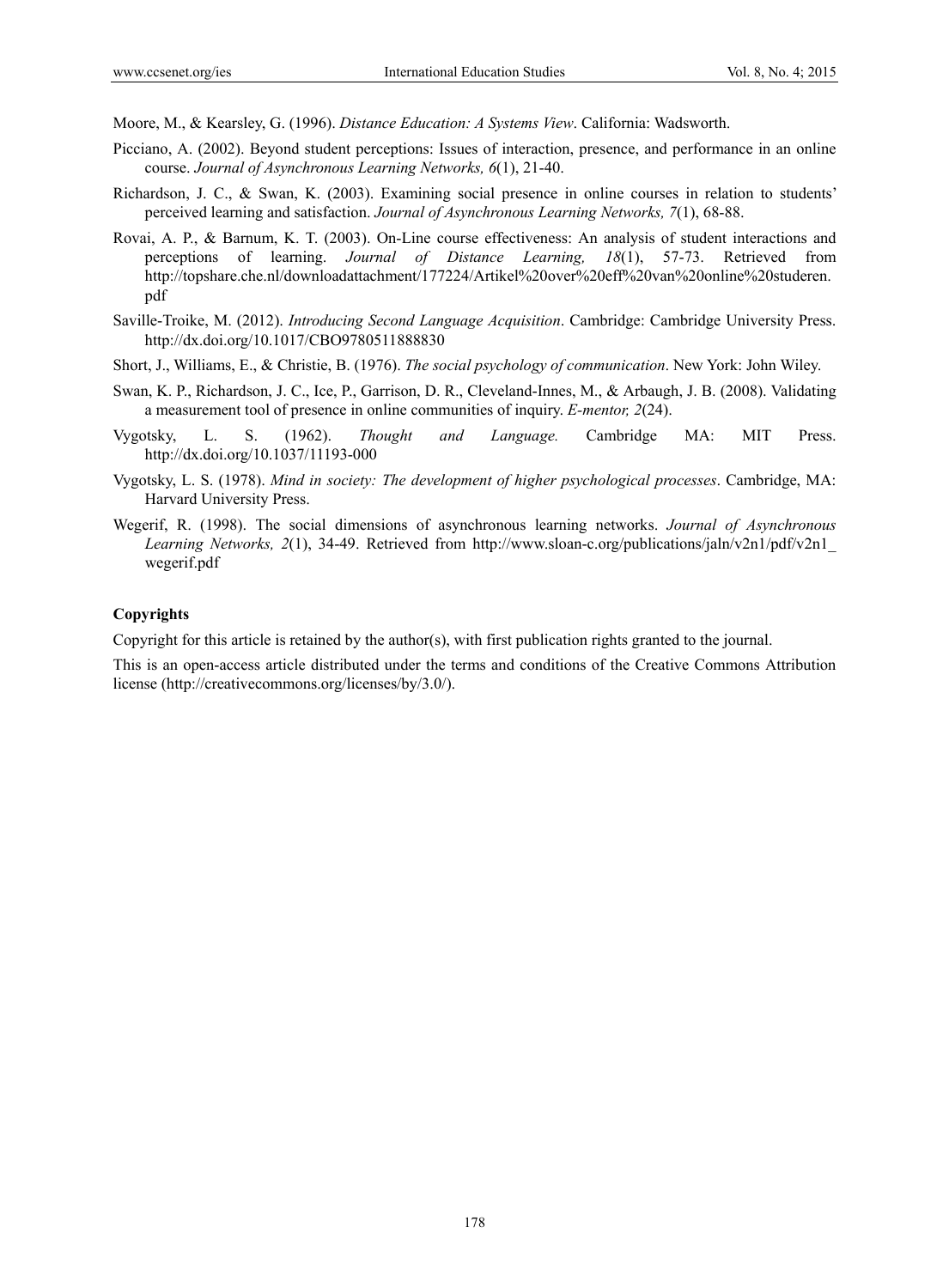Moore, M., & Kearsley, G. (1996). *Distance Education: A Systems View*. California: Wadsworth.

Picciano, A. (2002). Beyond student perceptions: Issues of interaction, presence, and performance in an online course. *Journal of Asynchronous Learning Networks, 6*(1), 21-40.

Richardson, J. C., & Swan, K. (2003). Examining social presence in online courses in relation to students' perceived learning and satisfaction. *Journal of Asynchronous Learning Networks, 7*(1), 68-88.

Rovai, A. P., & Barnum, K. T. (2003). On-Line course effectiveness: An analysis of student interactions and perceptions of learning. *Journal of Distance Learning, 18*(1), 57-73. Retrieved from http://topshare.che.nl/downloadattachment/177224/Artikel%20over%20eff%20van%20online%20studeren.pdf

Saville-Troike, M. (2012). *Introducing Second Language Acquisition*. Cambridge: Cambridge University Press. http://dx.doi.org/10.1017/CBO9780511888830

Short, J., Williams, E., & Christie, B. (1976). *The social psychology of communication*. New York: John Wiley.

Swan, K. P., Richardson, J. C., Ice, P., Garrison, D. R., Cleveland-Innes, M., & Arbaugh, J. B. (2008). Validating a measurement tool of presence in online communities of inquiry. *E-mentor, 2*(24).

Vygotsky, L. S. (1962). *Thought and Language.* Cambridge MA: MIT Press. http://dx.doi.org/10.1037/11193-000

Vygotsky, L. S. (1978). *Mind in society: The development of higher psychological processes*. Cambridge, MA: Harvard University Press.

Wegerif, R. (1998). The social dimensions of asynchronous learning networks. *Journal of Asynchronous Learning Networks, 2*(1), 34-49. Retrieved from http://www.sloan-c.org/publications/jaln/v2n1/pdf/v2n1_wegerif.pdf

### Copyrights

Copyright for this article is retained by the author(s), with first publication rights granted to the journal.

This is an open-access article distributed under the terms and conditions of the Creative Commons Attribution license (http://creativecommons.org/licenses/by/3.0/).